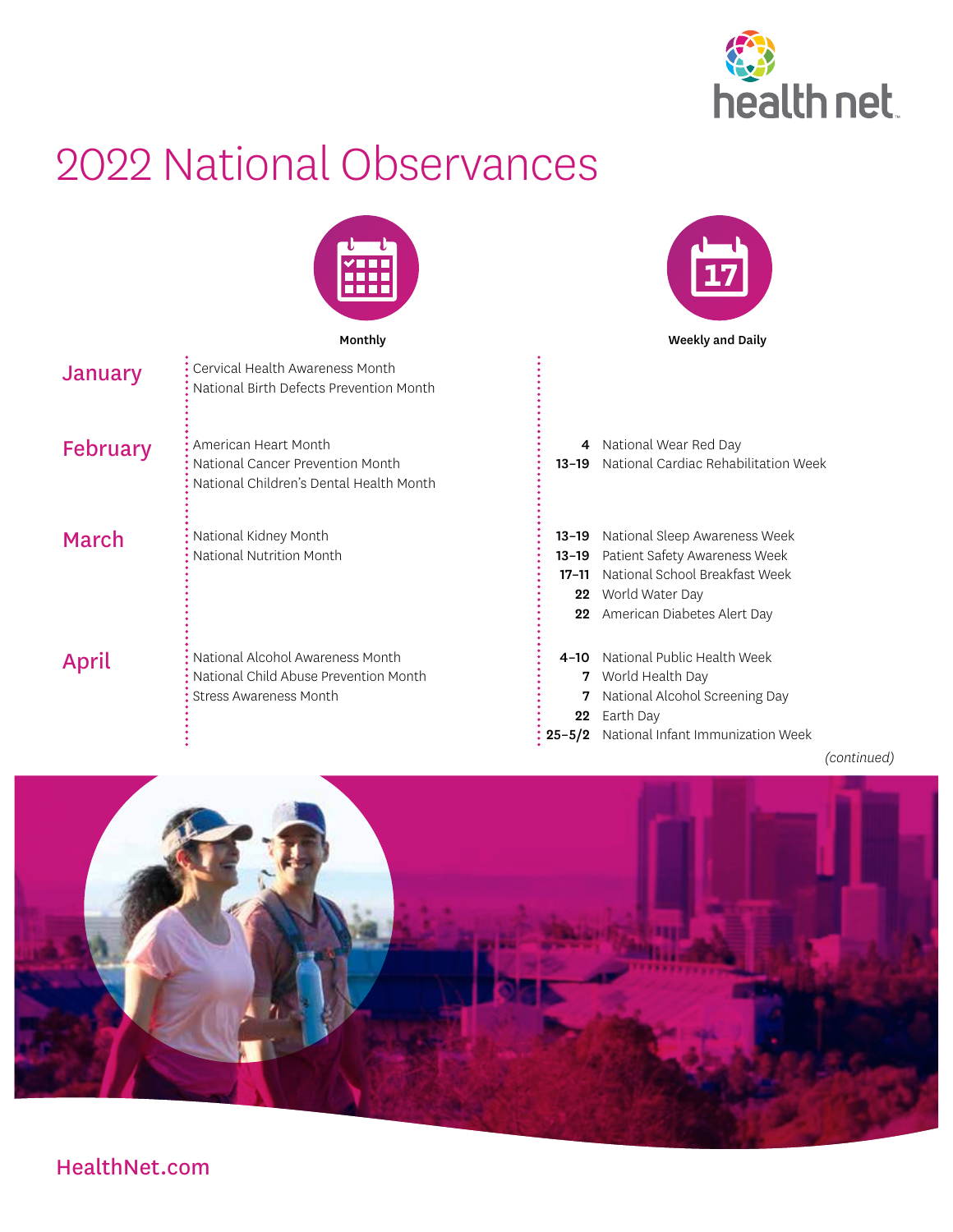# 2022 National Observances

| Month | Monthly | Weekly and Daily |
| --- | --- | --- |
| **January** | Cervical Health Awareness Month<br>National Birth Defects Prevention Month | |
| **February** | American Heart Month<br>National Cancer Prevention Month<br>National Children's Dental Health Month | **4** National Wear Red Day<br>**13–19** National Cardiac Rehabilitation Week |
| **March** | National Kidney Month<br>National Nutrition Month | **13–19** National Sleep Awareness Week<br>**13–19** Patient Safety Awareness Week<br>**17–11** National School Breakfast Week<br>**22** World Water Day<br>**22** American Diabetes Alert Day |
| **April** | National Alcohol Awareness Month<br>National Child Abuse Prevention Month<br>Stress Awareness Month | **4–10** National Public Health Week<br>**7** World Health Day<br>**7** National Alcohol Screening Day<br>**22** Earth Day<br>**25–5/2** National Infant Immunization Week |

*(continued)*

HealthNet.com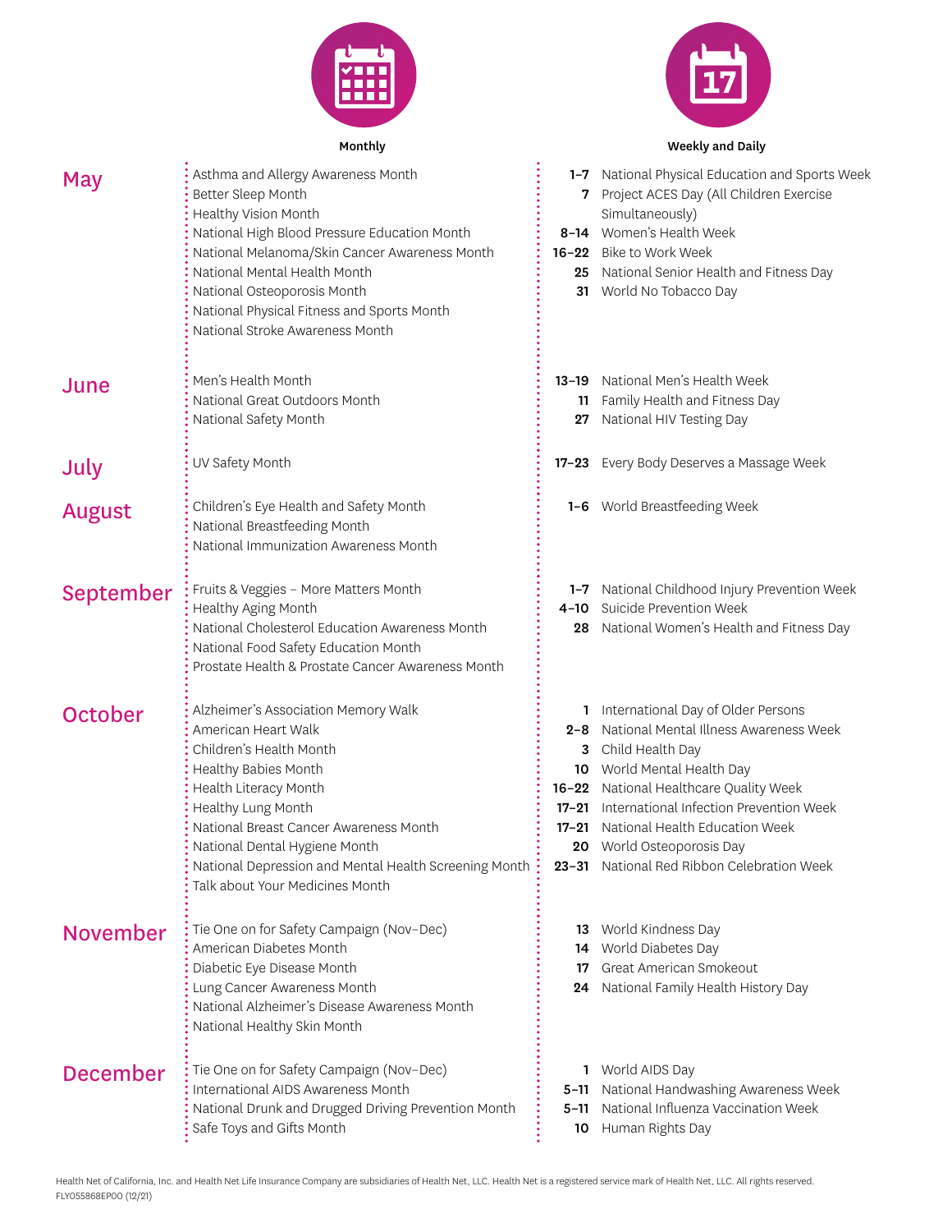| | Monthly | Weekly and Daily |
|---|---|---|
| **May** | Asthma and Allergy Awareness Month<br>Better Sleep Month<br>Healthy Vision Month<br>National High Blood Pressure Education Month<br>National Melanoma/Skin Cancer Awareness Month<br>National Mental Health Month<br>National Osteoporosis Month<br>National Physical Fitness and Sports Month<br>National Stroke Awareness Month | **1–7** National Physical Education and Sports Week<br>**7** Project ACES Day (All Children Exercise Simultaneously)<br>**8–14** Women's Health Week<br>**16–22** Bike to Work Week<br>**25** National Senior Health and Fitness Day<br>**31** World No Tobacco Day |
| **June** | Men's Health Month<br>National Great Outdoors Month<br>National Safety Month | **13–19** National Men's Health Week<br>**11** Family Health and Fitness Day<br>**27** National HIV Testing Day |
| **July** | UV Safety Month | **17–23** Every Body Deserves a Massage Week |
| **August** | Children's Eye Health and Safety Month<br>National Breastfeeding Month<br>National Immunization Awareness Month | **1–6** World Breastfeeding Week |
| **September** | Fruits & Veggies – More Matters Month<br>Healthy Aging Month<br>National Cholesterol Education Awareness Month<br>National Food Safety Education Month<br>Prostate Health & Prostate Cancer Awareness Month | **1–7** National Childhood Injury Prevention Week<br>**4–10** Suicide Prevention Week<br>**28** National Women's Health and Fitness Day |
| **October** | Alzheimer's Association Memory Walk<br>American Heart Walk<br>Children's Health Month<br>Healthy Babies Month<br>Health Literacy Month<br>Healthy Lung Month<br>National Breast Cancer Awareness Month<br>National Dental Hygiene Month<br>National Depression and Mental Health Screening Month<br>Talk about Your Medicines Month | **1** International Day of Older Persons<br>**2–8** National Mental Illness Awareness Week<br>**3** Child Health Day<br>**10** World Mental Health Day<br>**16–22** National Healthcare Quality Week<br>**17–21** International Infection Prevention Week<br>**17–21** National Health Education Week<br>**20** World Osteoporosis Day<br>**23–31** National Red Ribbon Celebration Week |
| **November** | Tie One on for Safety Campaign (Nov–Dec)<br>American Diabetes Month<br>Diabetic Eye Disease Month<br>Lung Cancer Awareness Month<br>National Alzheimer's Disease Awareness Month<br>National Healthy Skin Month | **13** World Kindness Day<br>**14** World Diabetes Day<br>**17** Great American Smokeout<br>**24** National Family Health History Day |
| **December** | Tie One on for Safety Campaign (Nov–Dec)<br>International AIDS Awareness Month<br>National Drunk and Drugged Driving Prevention Month<br>Safe Toys and Gifts Month | **1** World AIDS Day<br>**5–11** National Handwashing Awareness Week<br>**5–11** National Influenza Vaccination Week<br>**10** Human Rights Day |

Health Net of California, Inc. and Health Net Life Insurance Company are subsidiaries of Health Net, LLC. Health Net is a registered service mark of Health Net, LLC. All rights reserved.
FLY055868EP00 (12/21)